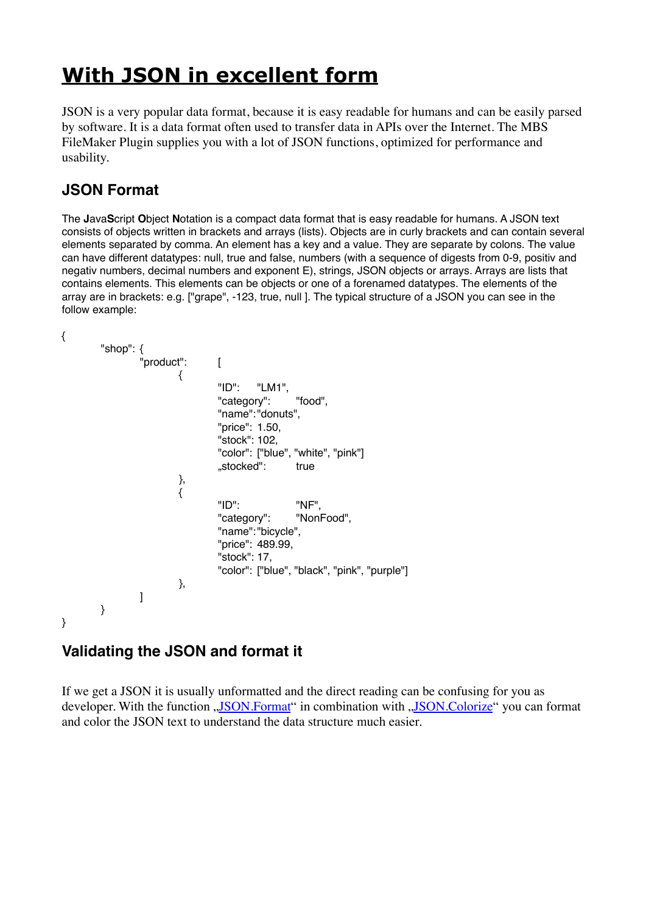# With JSON in excellent form

JSON is a very popular data format, because it is easy readable for humans and can be easily parsed by software. It is a data format often used to transfer data in APIs over the Internet. The MBS FileMaker Plugin supplies you with a lot of JSON functions, optimized for performance and usability.

## JSON Format

The **J**ava**S**cript **O**bject **N**otation is a compact data format that is easy readable for humans. A JSON text consists of objects written in brackets and arrays (lists). Objects are in curly brackets and can contain several elements separated by comma. An element has a key and a value. They are separate by colons. The value can have different datatypes: null, true and false, numbers (with a sequence of digests from 0-9, positiv and negativ numbers, decimal numbers and exponent E), strings, JSON objects or arrays. Arrays are lists that contains elements. This elements can be objects or one of a forenamed datatypes. The elements of the array are in brackets: e.g. ["grape", -123, true, null ]. The typical structure of a JSON you can see in the follow example:

```
{
	"shop": {
		"product":	[
			{
				"ID":	"LM1",
				"category":	"food",
				"name":"donuts",
				"price": 1.50,
				"stock": 102,
				"color": ["blue", "white", "pink"]
				„stocked":	true
			},
			{
				"ID":		"NF",
				"category":	"NonFood",
				"name":"bicycle",
				"price": 489.99,
				"stock": 17,
				"color": ["blue", "black", "pink", "purple"]
			},
		]
	}
}
```

## Validating the JSON and format it

If we get a JSON it is usually unformatted and the direct reading can be confusing for you as developer. With the function „JSON.Format“ in combination with „JSON.Colorize“ you can format and color the JSON text to understand the data structure much easier.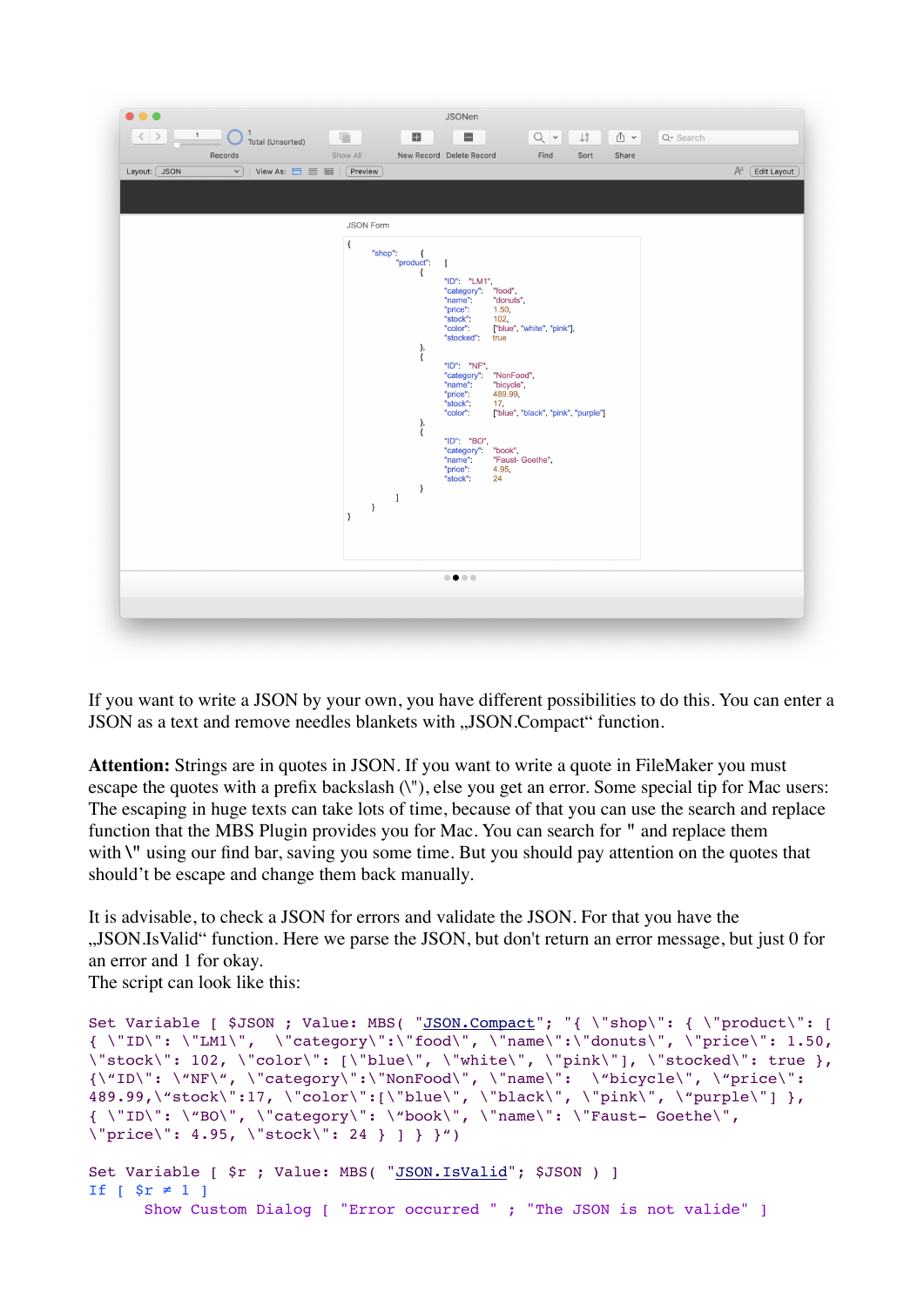If you want to write a JSON by your own, you have different possibilities to do this. You can enter a JSON as a text and remove needles blankets with „JSON.Compact“ function.

**Attention:** Strings are in quotes in JSON. If you want to write a quote in FileMaker you must escape the quotes with a prefix backslash (\"), else you get an error. Some special tip for Mac users: The escaping in huge texts can take lots of time, because of that you can use the search and replace function that the MBS Plugin provides you for Mac. You can search for " and replace them with \" using our find bar, saving you some time. But you should pay attention on the quotes that should't be escape and change them back manually.

It is advisable, to check a JSON for errors and validate the JSON. For that you have the „JSON.IsValid“ function. Here we parse the JSON, but don't return an error message, but just 0 for an error and 1 for okay.
The script can look like this:

```
Set Variable [ $JSON ; Value: MBS( "JSON.Compact"; "{ \"shop\": { \"product\": [
{ \"ID\": \"LM1\",  \"category\":\"food\", \"name\":\"donuts\", \"price\": 1.50,
\"stock\": 102, \"color\": [\"blue\", \"white\", \"pink\"], \"stocked\": true },
{\“ID\": \“NF\“, \"category\":\"NonFood\", \"name\":  \“bicycle\", \“price\":
489.99,\“stock\":17, \"color\":[\"blue\", \"black\", \"pink\", \“purple\"] },
{ \"ID\": \“BO\", \"category\": \“book\", \"name\": \"Faust- Goethe\",
\"price\": 4.95, \"stock\": 24 } ] } }“)

Set Variable [ $r ; Value: MBS( "JSON.IsValid"; $JSON ) ]
If [ $r ≠ 1 ]
      Show Custom Dialog [ "Error occurred " ; "The JSON is not valide" ]
```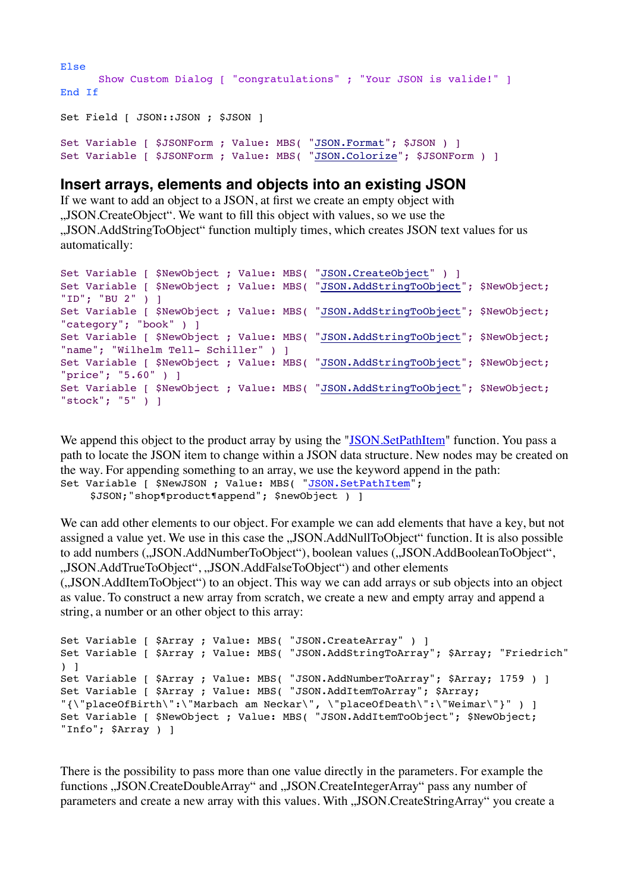```
Else
      Show Custom Dialog [ "congratulations" ; "Your JSON is valide!" ]
End If

Set Field [ JSON::JSON ; $JSON ]

Set Variable [ $JSONForm ; Value: MBS( "JSON.Format"; $JSON ) ]
Set Variable [ $JSONForm ; Value: MBS( "JSON.Colorize"; $JSONForm ) ]
```

## Insert arrays, elements and objects into an existing JSON

If we want to add an object to a JSON, at first we create an empty object with „JSON.CreateObject". We want to fill this object with values, so we use the „JSON.AddStringToObject" function multiply times, which creates JSON text values for us automatically:

```
Set Variable [ $NewObject ; Value: MBS( "JSON.CreateObject" ) ]
Set Variable [ $NewObject ; Value: MBS( "JSON.AddStringToObject"; $NewObject;
"ID"; "BU 2" ) ]
Set Variable [ $NewObject ; Value: MBS( "JSON.AddStringToObject"; $NewObject;
"category"; "book" ) ]
Set Variable [ $NewObject ; Value: MBS( "JSON.AddStringToObject"; $NewObject;
"name"; "Wilhelm Tell- Schiller" ) ]
Set Variable [ $NewObject ; Value: MBS( "JSON.AddStringToObject"; $NewObject;
"price"; "5.60" ) ]
Set Variable [ $NewObject ; Value: MBS( "JSON.AddStringToObject"; $NewObject;
"stock"; "5" ) ]
```

We append this object to the product array by using the "JSON.SetPathItem" function. You pass a path to locate the JSON item to change within a JSON data structure. New nodes may be created on the way. For appending something to an array, we use the keyword append in the path:

```
Set Variable [ $NewJSON ; Value: MBS( "JSON.SetPathItem";
     $JSON;"shop¶product¶append"; $newObject ) ]
```

We can add other elements to our object. For example we can add elements that have a key, but not assigned a value yet. We use in this case the „JSON.AddNullToObject" function. It is also possible to add numbers („JSON.AddNumberToObject"), boolean values („JSON.AddBooleanToObject", „JSON.AddTrueToObject", „JSON.AddFalseToObject") and other elements („JSON.AddItemToObject") to an object. This way we can add arrays or sub objects into an object as value. To construct a new array from scratch, we create a new and empty array and append a string, a number or an other object to this array:

```
Set Variable [ $Array ; Value: MBS( "JSON.CreateArray" ) ]
Set Variable [ $Array ; Value: MBS( "JSON.AddStringToArray"; $Array; "Friedrich"
) ]
Set Variable [ $Array ; Value: MBS( "JSON.AddNumberToArray"; $Array; 1759 ) ]
Set Variable [ $Array ; Value: MBS( "JSON.AddItemToArray"; $Array;
"{\"placeOfBirth\":\"Marbach am Neckar\", \"placeOfDeath\":\"Weimar\"}" ) ]
Set Variable [ $NewObject ; Value: MBS( "JSON.AddItemToObject"; $NewObject;
"Info"; $Array ) ]
```

There is the possibility to pass more than one value directly in the parameters. For example the functions „JSON.CreateDoubleArray" and „JSON.CreateIntegerArray" pass any number of parameters and create a new array with this values. With „JSON.CreateStringArray" you create a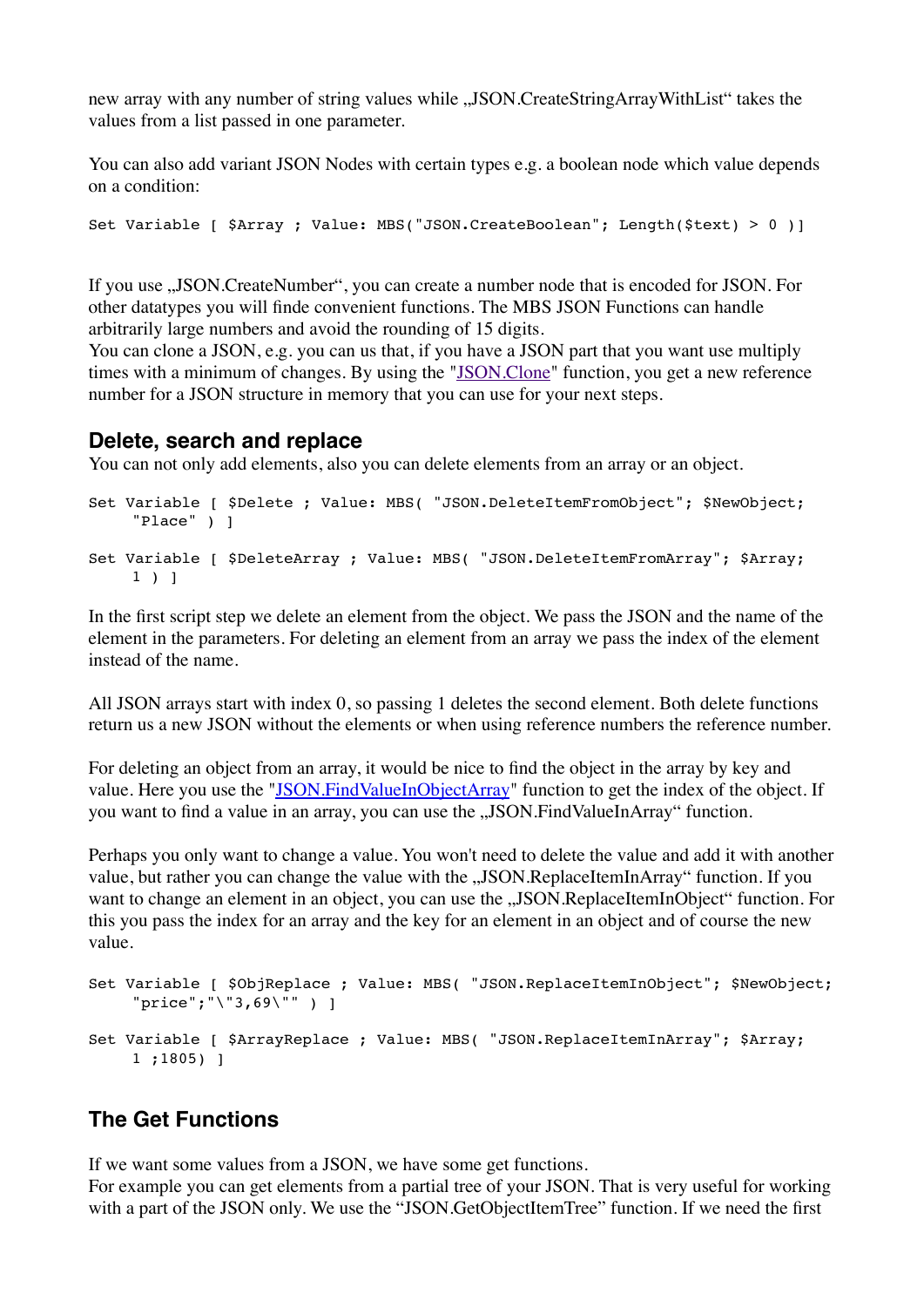new array with any number of string values while „JSON.CreateStringArrayWithList“ takes the values from a list passed in one parameter.

You can also add variant JSON Nodes with certain types e.g. a boolean node which value depends on a condition:

```
Set Variable [ $Array ; Value: MBS("JSON.CreateBoolean"; Length($text) > 0 )]
```

If you use „JSON.CreateNumber“, you can create a number node that is encoded for JSON. For other datatypes you will finde convenient functions. The MBS JSON Functions can handle arbitrarily large numbers and avoid the rounding of 15 digits.
You can clone a JSON, e.g. you can us that, if you have a JSON part that you want use multiply times with a minimum of changes. By using the "JSON.Clone" function, you get a new reference number for a JSON structure in memory that you can use for your next steps.

## Delete, search and replace

You can not only add elements, also you can delete elements from an array or an object.

```
Set Variable [ $Delete ; Value: MBS( "JSON.DeleteItemFromObject"; $NewObject;
     "Place" ) ]

Set Variable [ $DeleteArray ; Value: MBS( "JSON.DeleteItemFromArray"; $Array;
     1 ) ]
```

In the first script step we delete an element from the object. We pass the JSON and the name of the element in the parameters. For deleting an element from an array we pass the index of the element instead of the name.

All JSON arrays start with index 0, so passing 1 deletes the second element. Both delete functions return us a new JSON without the elements or when using reference numbers the reference number.

For deleting an object from an array, it would be nice to find the object in the array by key and value. Here you use the "JSON.FindValueInObjectArray" function to get the index of the object. If you want to find a value in an array, you can use the „JSON.FindValueInArray“ function.

Perhaps you only want to change a value. You won't need to delete the value and add it with another value, but rather you can change the value with the „JSON.ReplaceItemInArray“ function. If you want to change an element in an object, you can use the „JSON.ReplaceItemInObject“ function. For this you pass the index for an array and the key for an element in an object and of course the new value.

```
Set Variable [ $ObjReplace ; Value: MBS( "JSON.ReplaceItemInObject"; $NewObject;
     "price";"\"3,69\"" ) ]

Set Variable [ $ArrayReplace ; Value: MBS( "JSON.ReplaceItemInArray"; $Array;
     1 ;1805) ]
```

## The Get Functions

If we want some values from a JSON, we have some get functions.
For example you can get elements from a partial tree of your JSON. That is very useful for working with a part of the JSON only. We use the “JSON.GetObjectItemTree” function. If we need the first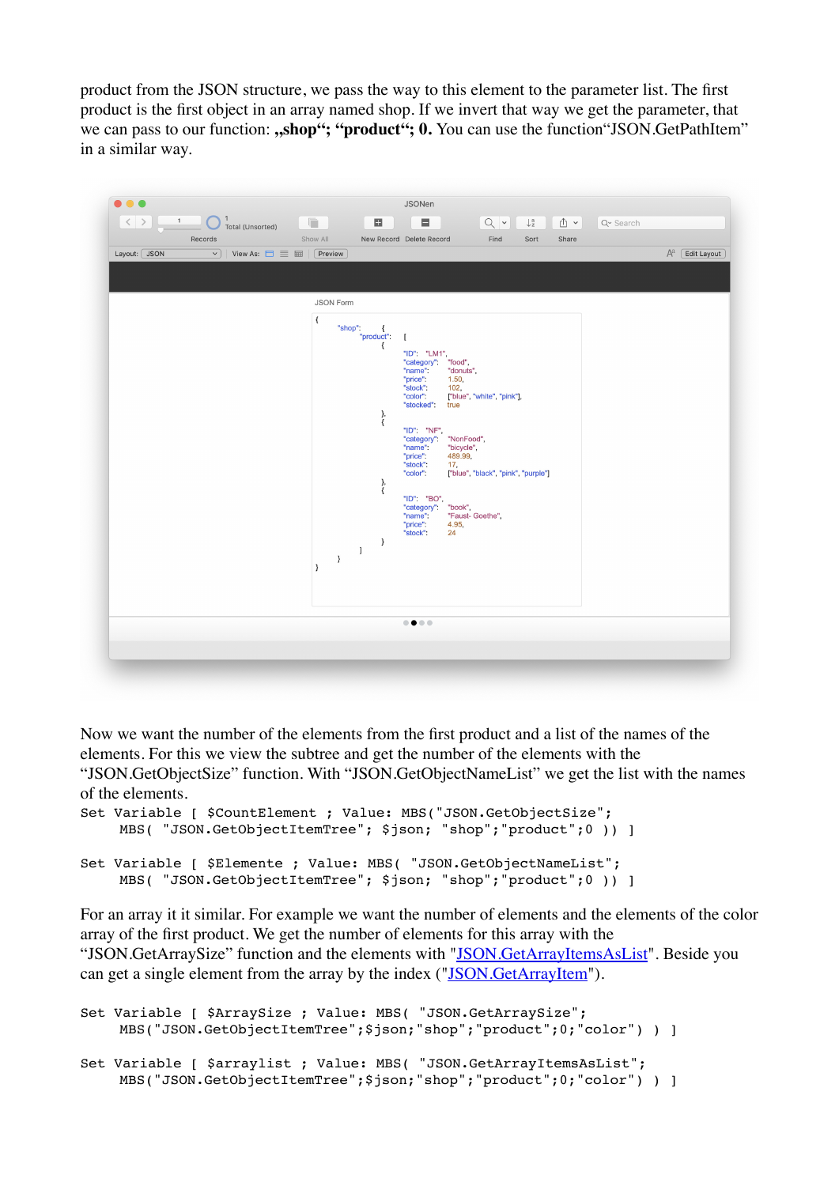product from the JSON structure, we pass the way to this element to the parameter list. The first product is the first object in an array named shop. If we invert that way we get the parameter, that we can pass to our function: **„shop“; “product“; 0.** You can use the function“JSON.GetPathItem” in a similar way.

Now we want the number of the elements from the first product and a list of the names of the elements. For this we view the subtree and get the number of the elements with the “JSON.GetObjectSize” function. With “JSON.GetObjectNameList” we get the list with the names of the elements.

```
Set Variable [ $CountElement ; Value: MBS("JSON.GetObjectSize";
     MBS( "JSON.GetObjectItemTree"; $json; "shop";"product";0 )) ]

Set Variable [ $Elemente ; Value: MBS( "JSON.GetObjectNameList";
     MBS( "JSON.GetObjectItemTree"; $json; "shop";"product";0 )) ]
```

For an array it it similar. For example we want the number of elements and the elements of the color array of the first product. We get the number of elements for this array with the “JSON.GetArraySize” function and the elements with "JSON.GetArrayItemsAsList". Beside you can get a single element from the array by the index ("JSON.GetArrayItem").

```
Set Variable [ $ArraySize ; Value: MBS( "JSON.GetArraySize";
     MBS("JSON.GetObjectItemTree";$json;"shop";"product";0;"color") ) ]

Set Variable [ $arraylist ; Value: MBS( "JSON.GetArrayItemsAsList";
     MBS("JSON.GetObjectItemTree";$json;"shop";"product";0;"color") ) ]
```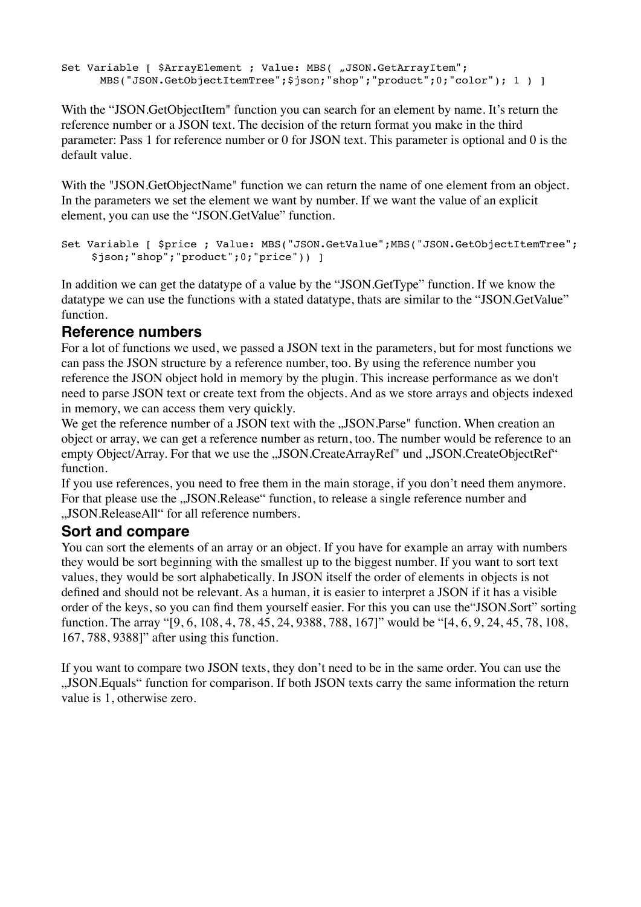```
Set Variable [ $ArrayElement ; Value: MBS( „JSON.GetArrayItem";
      MBS("JSON.GetObjectItemTree";$json;"shop";"product";0;"color"); 1 ) ]
```

With the “JSON.GetObjectItem" function you can search for an element by name. It’s return the reference number or a JSON text. The decision of the return format you make in the third parameter: Pass 1 for reference number or 0 for JSON text. This parameter is optional and 0 is the default value.

With the "JSON.GetObjectName" function we can return the name of one element from an object. In the parameters we set the element we want by number. If we want the value of an explicit element, you can use the “JSON.GetValue” function.

```
Set Variable [ $price ; Value: MBS("JSON.GetValue";MBS("JSON.GetObjectItemTree";
     $json;"shop";"product";0;"price")) ]
```

In addition we can get the datatype of a value by the “JSON.GetType” function. If we know the datatype we can use the functions with a stated datatype, thats are similar to the “JSON.GetValue” function.

### Reference numbers

For a lot of functions we used, we passed a JSON text in the parameters, but for most functions we can pass the JSON structure by a reference number, too. By using the reference number you reference the JSON object hold in memory by the plugin. This increase performance as we don't need to parse JSON text or create text from the objects. And as we store arrays and objects indexed in memory, we can access them very quickly.
We get the reference number of a JSON text with the „JSON.Parse" function. When creation an object or array, we can get a reference number as return, too. The number would be reference to an empty Object/Array. For that we use the „JSON.CreateArrayRef" und „JSON.CreateObjectRef“ function.
If you use references, you need to free them in the main storage, if you don’t need them anymore. For that please use the „JSON.Release“ function, to release a single reference number and „JSON.ReleaseAll“ for all reference numbers.

### Sort and compare

You can sort the elements of an array or an object. If you have for example an array with numbers they would be sort beginning with the smallest up to the biggest number. If you want to sort text values, they would be sort alphabetically. In JSON itself the order of elements in objects is not defined and should not be relevant. As a human, it is easier to interpret a JSON if it has a visible order of the keys, so you can find them yourself easier. For this you can use the“JSON.Sort” sorting function. The array “[9, 6, 108, 4, 78, 45, 24, 9388, 788, 167]” would be “[4, 6, 9, 24, 45, 78, 108, 167, 788, 9388]” after using this function.

If you want to compare two JSON texts, they don’t need to be in the same order. You can use the „JSON.Equals“ function for comparison. If both JSON texts carry the same information the return value is 1, otherwise zero.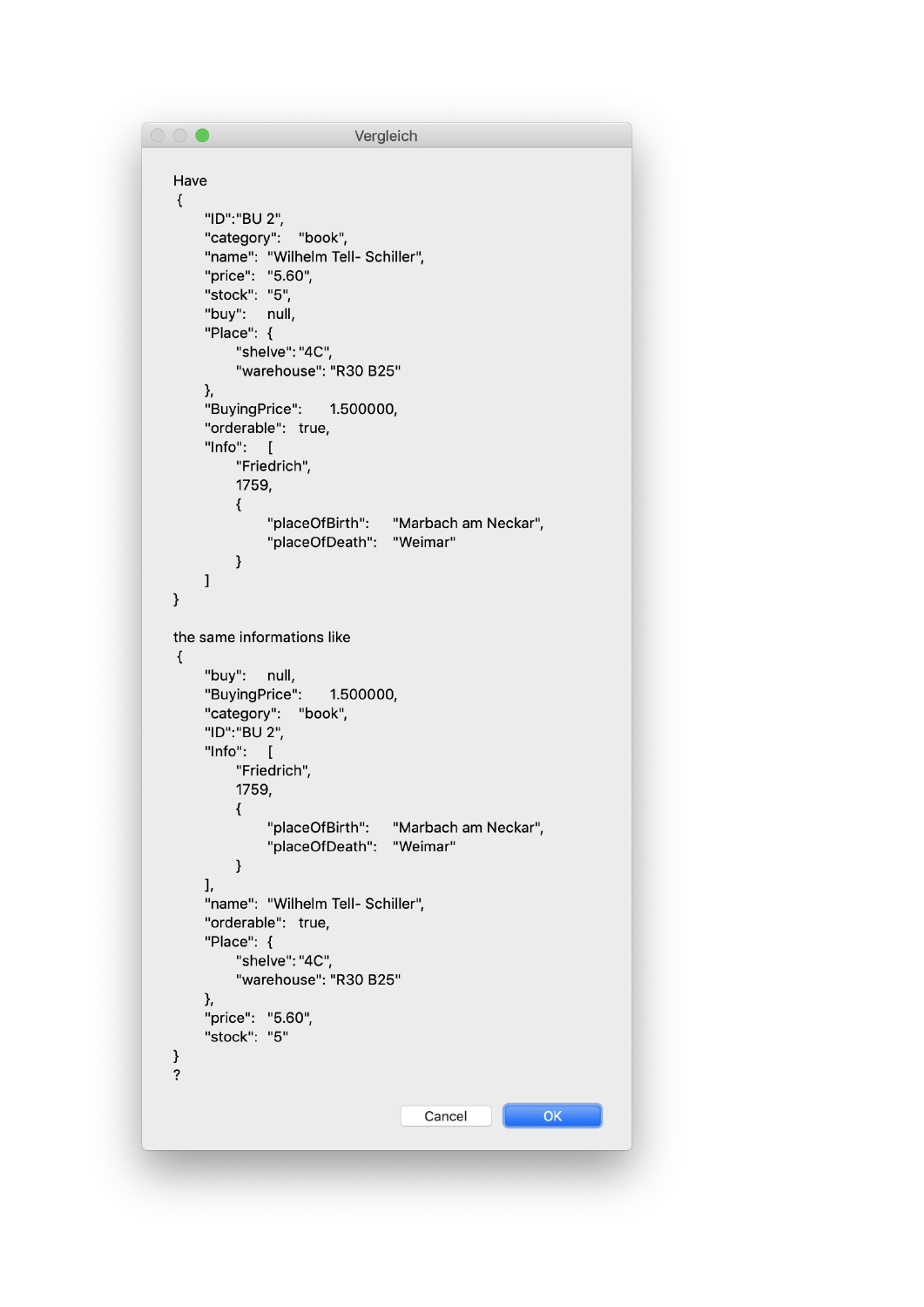**Vergleich**

Have

```
{
    "ID":"BU 2",
    "category":   "book",
    "name":  "Wilhelm Tell- Schiller",
    "price":  "5.60",
    "stock":  "5",
    "buy":   null,
    "Place": {
        "shelve": "4C",
        "warehouse": "R30 B25"
    },
    "BuyingPrice":    1.500000,
    "orderable":  true,
    "Info":   [
        "Friedrich",
        1759,
        {
            "placeOfBirth":    "Marbach am Neckar",
            "placeOfDeath":   "Weimar"
        }
    ]
}
```

the same informations like

```
{
    "buy":   null,
    "BuyingPrice":    1.500000,
    "category":   "book",
    "ID":"BU 2",
    "Info":   [
        "Friedrich",
        1759,
        {
            "placeOfBirth":    "Marbach am Neckar",
            "placeOfDeath":   "Weimar"
        }
    ],
    "name":  "Wilhelm Tell- Schiller",
    "orderable":  true,
    "Place": {
        "shelve": "4C",
        "warehouse": "R30 B25"
    },
    "price":  "5.60",
    "stock":  "5"
}
```

?

Cancel | OK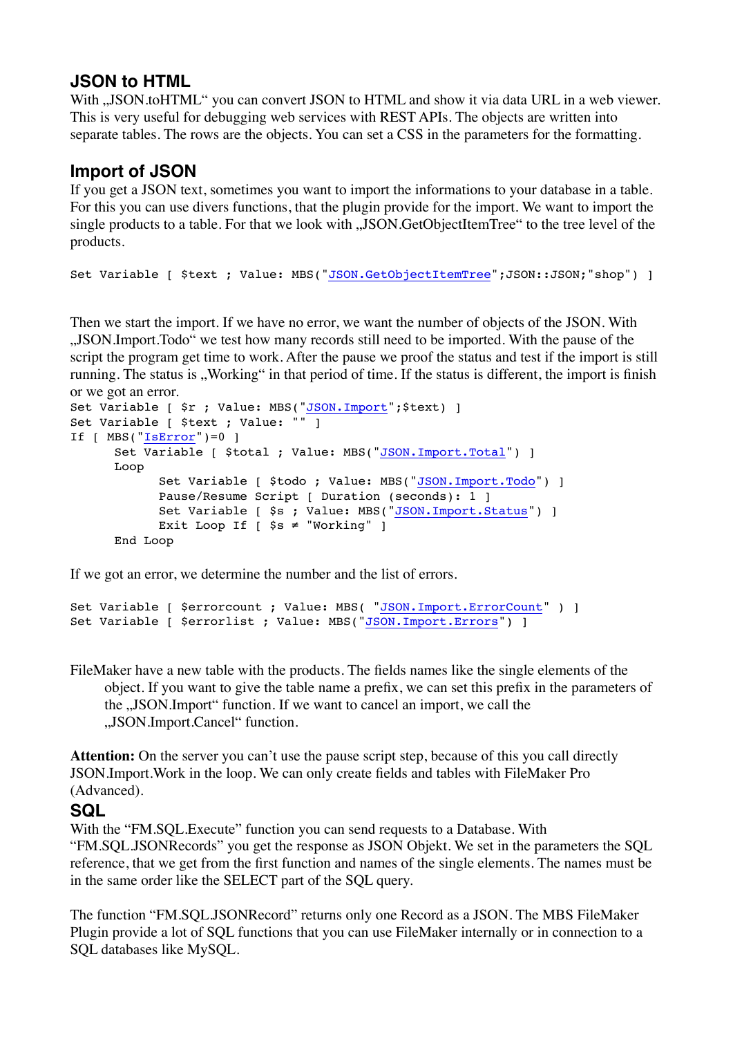## JSON to HTML

With „JSON.toHTML" you can convert JSON to HTML and show it via data URL in a web viewer. This is very useful for debugging web services with REST APIs. The objects are written into separate tables. The rows are the objects. You can set a CSS in the parameters for the formatting.

## Import of JSON

If you get a JSON text, sometimes you want to import the informations to your database in a table. For this you can use divers functions, that the plugin provide for the import. We want to import the single products to a table. For that we look with „JSON.GetObjectItemTree" to the tree level of the products.

```
Set Variable [ $text ; Value: MBS("JSON.GetObjectItemTree";JSON::JSON;"shop") ]
```

Then we start the import. If we have no error, we want the number of objects of the JSON. With „JSON.Import.Todo" we test how many records still need to be imported. With the pause of the script the program get time to work. After the pause we proof the status and test if the import is still running. The status is „Working" in that period of time. If the status is different, the import is finish or we got an error.

```
Set Variable [ $r ; Value: MBS("JSON.Import";$text) ]
Set Variable [ $text ; Value: "" ]
If [ MBS("IsError")=0 ]
      Set Variable [ $total ; Value: MBS("JSON.Import.Total") ]
      Loop
            Set Variable [ $todo ; Value: MBS("JSON.Import.Todo") ]
            Pause/Resume Script [ Duration (seconds): 1 ]
            Set Variable [ $s ; Value: MBS("JSON.Import.Status") ]
            Exit Loop If [ $s ≠ "Working" ]
      End Loop
```

If we got an error, we determine the number and the list of errors.

```
Set Variable [ $errorcount ; Value: MBS( "JSON.Import.ErrorCount" ) ]
Set Variable [ $errorlist ; Value: MBS("JSON.Import.Errors") ]
```

FileMaker have a new table with the products. The fields names like the single elements of the object. If you want to give the table name a prefix, we can set this prefix in the parameters of the „JSON.Import" function. If we want to cancel an import, we call the „JSON.Import.Cancel" function.

**Attention:** On the server you can't use the pause script step, because of this you call directly JSON.Import.Work in the loop. We can only create fields and tables with FileMaker Pro (Advanced).

## SQL

With the "FM.SQL.Execute" function you can send requests to a Database. With "FM.SQL.JSONRecords" you get the response as JSON Objekt. We set in the parameters the SQL reference, that we get from the first function and names of the single elements. The names must be in the same order like the SELECT part of the SQL query.

The function "FM.SQL.JSONRecord" returns only one Record as a JSON. The MBS FileMaker Plugin provide a lot of SQL functions that you can use FileMaker internally or in connection to a SQL databases like MySQL.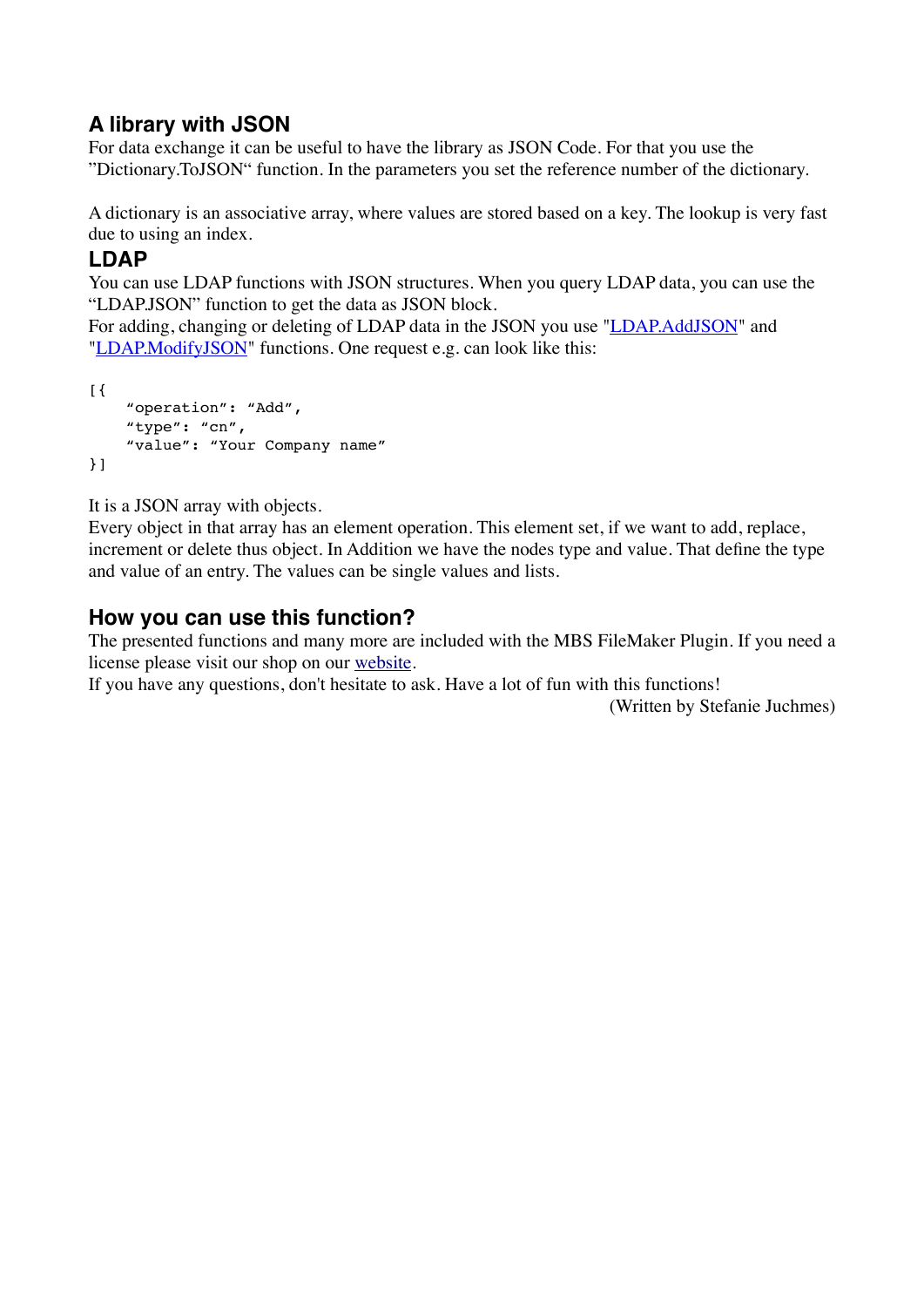## A library with JSON

For data exchange it can be useful to have the library as JSON Code. For that you use the "Dictionary.ToJSON" function. In the parameters you set the reference number of the dictionary.

A dictionary is an associative array, where values are stored based on a key. The lookup is very fast due to using an index.

## LDAP

You can use LDAP functions with JSON structures. When you query LDAP data, you can use the "LDAP.JSON" function to get the data as JSON block.
For adding, changing or deleting of LDAP data in the JSON you use "LDAP.AddJSON" and "LDAP.ModifyJSON" functions. One request e.g. can look like this:

```
[{
    "operation": "Add",
    "type": "cn",
    "value": "Your Company name"
}]
```

It is a JSON array with objects.
Every object in that array has an element operation. This element set, if we want to add, replace, increment or delete thus object. In Addition we have the nodes type and value. That define the type and value of an entry. The values can be single values and lists.

## How you can use this function?

The presented functions and many more are included with the MBS FileMaker Plugin. If you need a license please visit our shop on our website.
If you have any questions, don't hesitate to ask. Have a lot of fun with this functions!

(Written by Stefanie Juchmes)